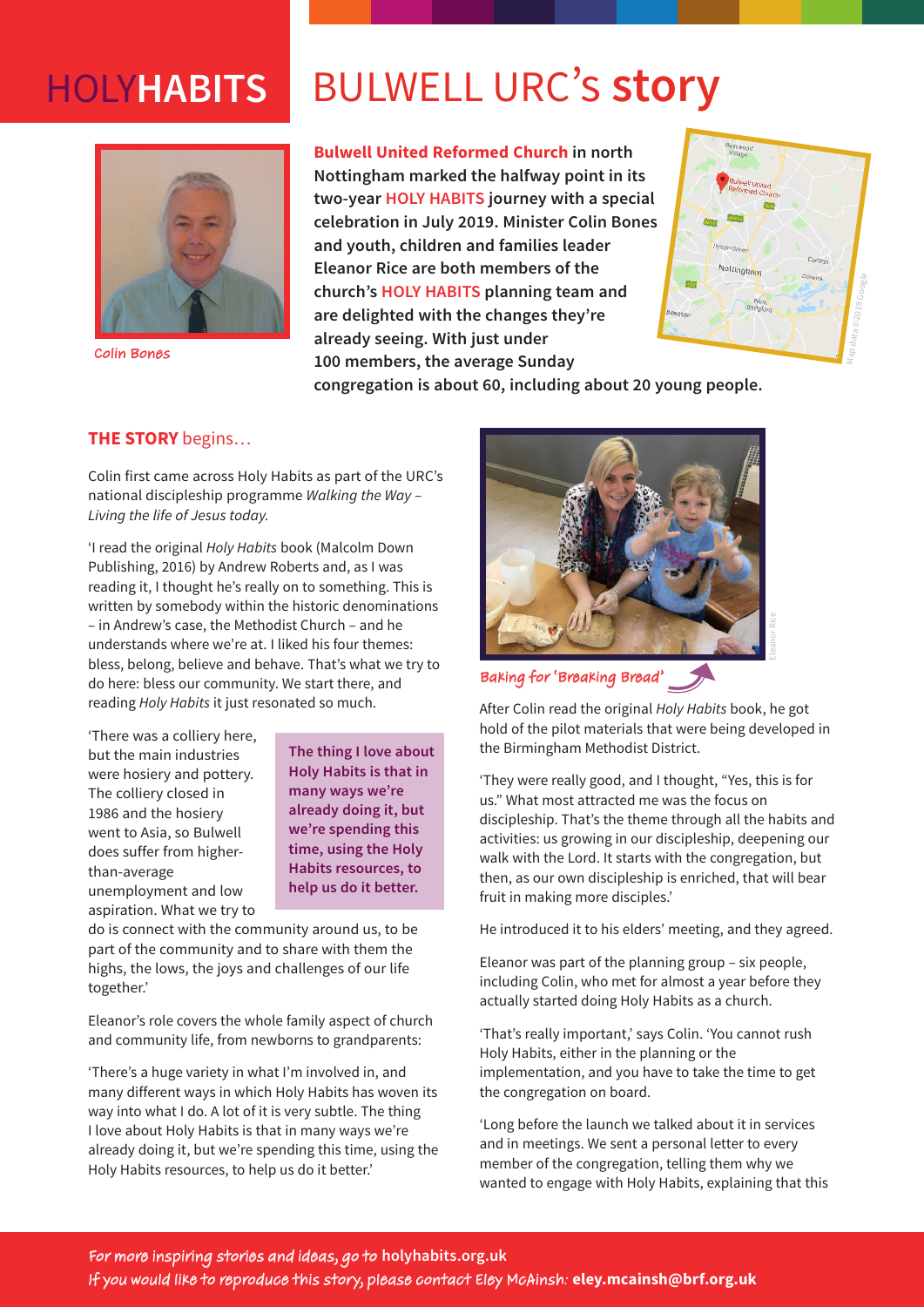# HOLYHABITS BULWELL URC's story

Colin Bones

**Bulwell United Reformed Church in north Nottingham marked the halfway point in its two-year HOLY HABITS journey with a special celebration in July 2019. Minister Colin Bones and youth, children and families leader Eleanor Rice are both members of the church's HOLY HABITS planning team and are delighted with the changes they're already seeing. With just under 100 members, the average Sunday congregation is about 60, including about 20 young people.**

## THE STORY begins…

Colin first came across Holy Habits as part of the URC's national discipleship programme *Walking the Way – Living the life of Jesus today.*

'I read the original *Holy Habits* book (Malcolm Down Publishing, 2016) by Andrew Roberts and, as I was reading it, I thought he's really on to something. This is written by somebody within the historic denominations – in Andrew's case, the Methodist Church – and he understands where we're at. I liked his four themes: bless, belong, believe and behave. That's what we try to do here: bless our community. We start there, and reading *Holy Habits* it just resonated so much.

'There was a colliery here, but the main industries were hosiery and pottery. The colliery closed in 1986 and the hosiery went to Asia, so Bulwell does suffer from higher-than-average unemployment and low aspiration. What we try to do is connect with the community around us, to be part of the community and to share with them the highs, the lows, the joys and challenges of our life together.'

> **The thing I love about Holy Habits is that in many ways we're already doing it, but we're spending this time, using the Holy Habits resources, to help us do it better.**

Eleanor's role covers the whole family aspect of church and community life, from newborns to grandparents:

'There's a huge variety in what I'm involved in, and many different ways in which Holy Habits has woven its way into what I do. A lot of it is very subtle. The thing I love about Holy Habits is that in many ways we're already doing it, but we're spending this time, using the Holy Habits resources, to help us do it better.'

Baking for 'Breaking Bread'

After Colin read the original *Holy Habits* book, he got hold of the pilot materials that were being developed in the Birmingham Methodist District.

'They were really good, and I thought, "Yes, this is for us." What most attracted me was the focus on discipleship. That's the theme through all the habits and activities: us growing in our discipleship, deepening our walk with the Lord. It starts with the congregation, but then, as our own discipleship is enriched, that will bear fruit in making more disciples.'

He introduced it to his elders' meeting, and they agreed.

Eleanor was part of the planning group – six people, including Colin, who met for almost a year before they actually started doing Holy Habits as a church.

'That's really important,' says Colin. 'You cannot rush Holy Habits, either in the planning or the implementation, and you have to take the time to get the congregation on board.

'Long before the launch we talked about it in services and in meetings. We sent a personal letter to every member of the congregation, telling them why we wanted to engage with Holy Habits, explaining that this

For more inspiring stories and ideas, go to **holyhabits.org.uk**
If you would like to reproduce this story, please contact Eley McAinsh: **eley.mcainsh@brf.org.uk**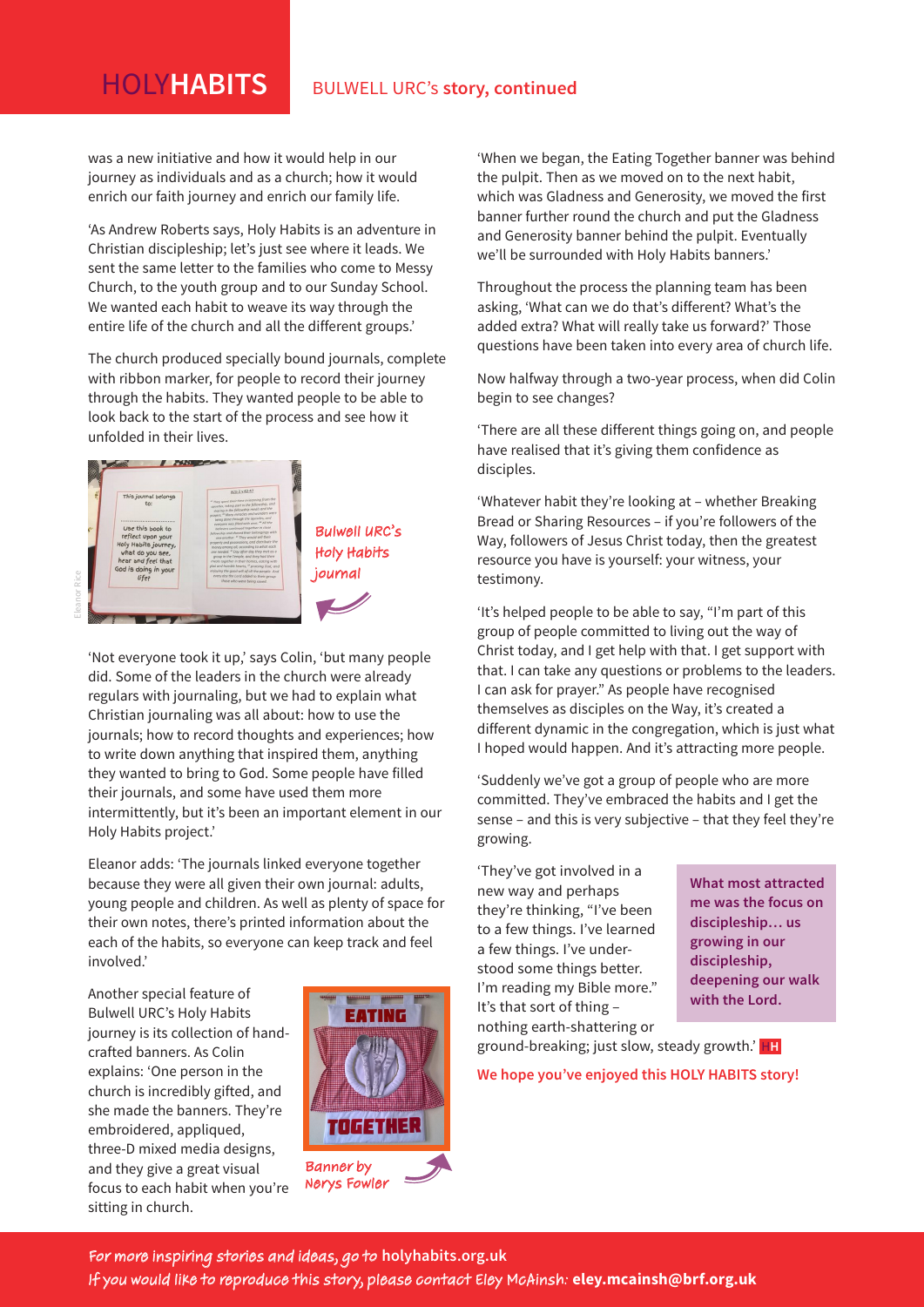# HOLYHABITS BULWELL URC's story, continued

was a new initiative and how it would help in our journey as individuals and as a church; how it would enrich our faith journey and enrich our family life.

'As Andrew Roberts says, Holy Habits is an adventure in Christian discipleship; let's just see where it leads. We sent the same letter to the families who come to Messy Church, to the youth group and to our Sunday School. We wanted each habit to weave its way through the entire life of the church and all the different groups.'

The church produced specially bound journals, complete with ribbon marker, for people to record their journey through the habits. They wanted people to be able to look back to the start of the process and see how it unfolded in their lives.

Bulwell URC's Holy Habits journal

'Not everyone took it up,' says Colin, 'but many people did. Some of the leaders in the church were already regulars with journaling, but we had to explain what Christian journaling was all about: how to use the journals; how to record thoughts and experiences; how to write down anything that inspired them, anything they wanted to bring to God. Some people have filled their journals, and some have used them more intermittently, but it's been an important element in our Holy Habits project.'

Eleanor adds: 'The journals linked everyone together because they were all given their own journal: adults, young people and children. As well as plenty of space for their own notes, there's printed information about the each of the habits, so everyone can keep track and feel involved.'

Another special feature of Bulwell URC's Holy Habits journey is its collection of hand-crafted banners. As Colin explains: 'One person in the church is incredibly gifted, and she made the banners. They're embroidered, appliquéd, three-D mixed media designs, and they give a great visual focus to each habit when you're sitting in church.

Banner by Nerys Fowler

'When we began, the Eating Together banner was behind the pulpit. Then as we moved on to the next habit, which was Gladness and Generosity, we moved the first banner further round the church and put the Gladness and Generosity banner behind the pulpit. Eventually we'll be surrounded with Holy Habits banners.'

Throughout the process the planning team has been asking, 'What can we do that's different? What's the added extra? What will really take us forward?' Those questions have been taken into every area of church life.

Now halfway through a two-year process, when did Colin begin to see changes?

'There are all these different things going on, and people have realised that it's giving them confidence as disciples.

'Whatever habit they're looking at – whether Breaking Bread or Sharing Resources – if you're followers of the Way, followers of Jesus Christ today, then the greatest resource you have is yourself: your witness, your testimony.

'It's helped people to be able to say, "I'm part of this group of people committed to living out the way of Christ today, and I get help with that. I get support with that. I can take any questions or problems to the leaders. I can ask for prayer." As people have recognised themselves as disciples on the Way, it's created a different dynamic in the congregation, which is just what I hoped would happen. And it's attracting more people.

'Suddenly we've got a group of people who are more committed. They've embraced the habits and I get the sense – and this is very subjective – that they feel they're growing.

> **What most attracted me was the focus on discipleship… us growing in our discipleship, deepening our walk with the Lord.**

'They've got involved in a new way and perhaps they're thinking, "I've been to a few things. I've learned a few things. I've understood some things better. I'm reading my Bible more." It's that sort of thing – nothing earth-shattering or ground-breaking; just slow, steady growth.' HH

**We hope you've enjoyed this HOLY HABITS story!**

For more inspiring stories and ideas, go to **holyhabits.org.uk**
If you would like to reproduce this story, please contact Eley McAinsh: **eley.mcainsh@brf.org.uk**